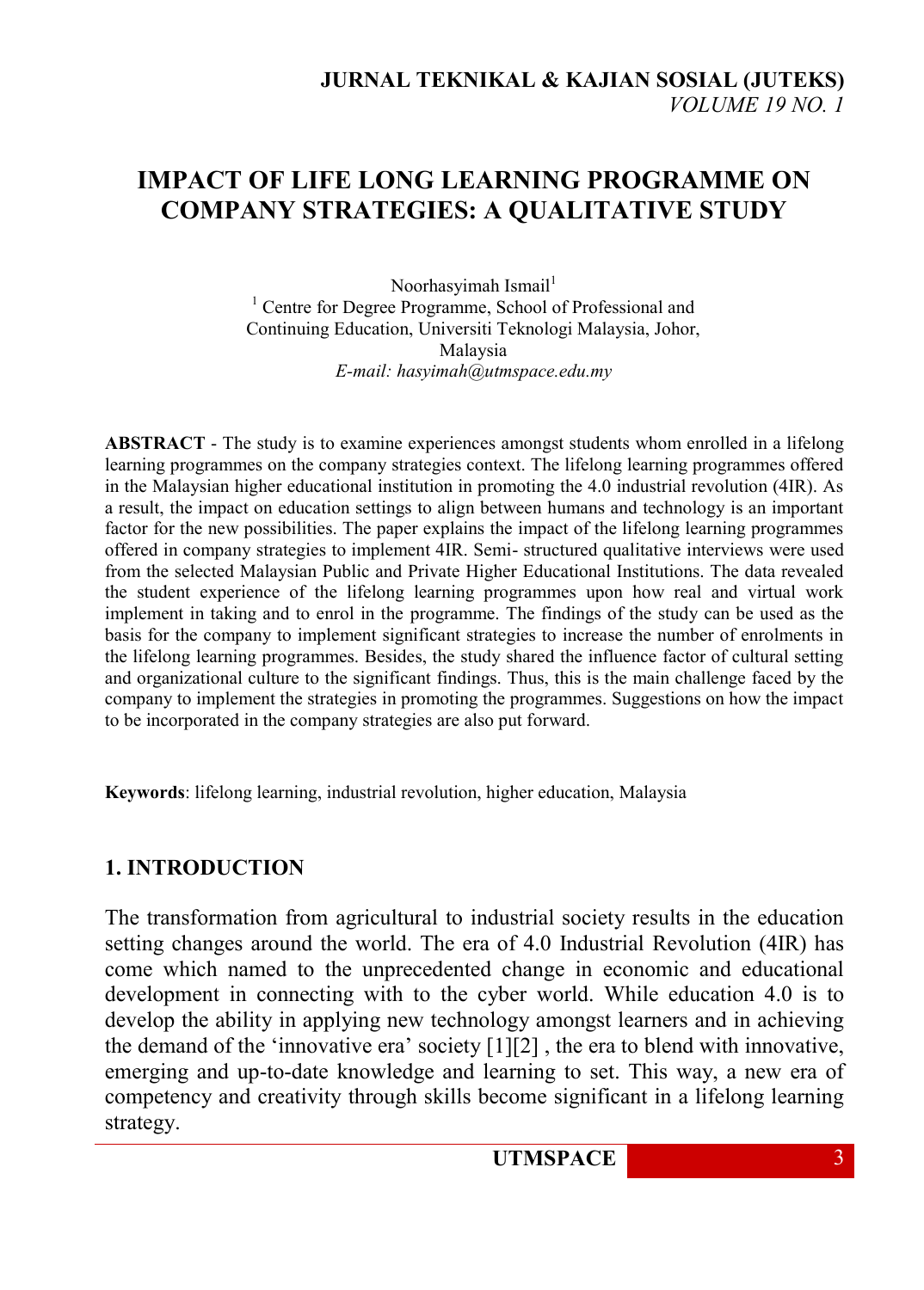# IMPACT OF LIFE LONG LEARNING PROGRAMME ON COMPANY STRATEGIES: A QUALITATIVE STUDY

Noorhasyimah Ismail[1]

[1] Centre for Degree Programme, School of Professional and Continuing Education, Universiti Teknologi Malaysia, Johor, Malaysia

*E-mail: hasyimah@utmspace.edu.my*

**ABSTRACT** - The study is to examine experiences amongst students whom enrolled in a lifelong learning programmes on the company strategies context. The lifelong learning programmes offered in the Malaysian higher educational institution in promoting the 4.0 industrial revolution (4IR). As a result, the impact on education settings to align between humans and technology is an important factor for the new possibilities. The paper explains the impact of the lifelong learning programmes offered in company strategies to implement 4IR. Semi- structured qualitative interviews were used from the selected Malaysian Public and Private Higher Educational Institutions. The data revealed the student experience of the lifelong learning programmes upon how real and virtual work implement in taking and to enrol in the programme. The findings of the study can be used as the basis for the company to implement significant strategies to increase the number of enrolments in the lifelong learning programmes. Besides, the study shared the influence factor of cultural setting and organizational culture to the significant findings. Thus, this is the main challenge faced by the company to implement the strategies in promoting the programmes. Suggestions on how the impact to be incorporated in the company strategies are also put forward.

**Keywords**: lifelong learning, industrial revolution, higher education, Malaysia

## 1. INTRODUCTION

The transformation from agricultural to industrial society results in the education setting changes around the world. The era of 4.0 Industrial Revolution (4IR) has come which named to the unprecedented change in economic and educational development in connecting with to the cyber world. While education 4.0 is to develop the ability in applying new technology amongst learners and in achieving the demand of the 'innovative era' society [1][2] , the era to blend with innovative, emerging and up-to-date knowledge and learning to set. This way, a new era of competency and creativity through skills become significant in a lifelong learning strategy.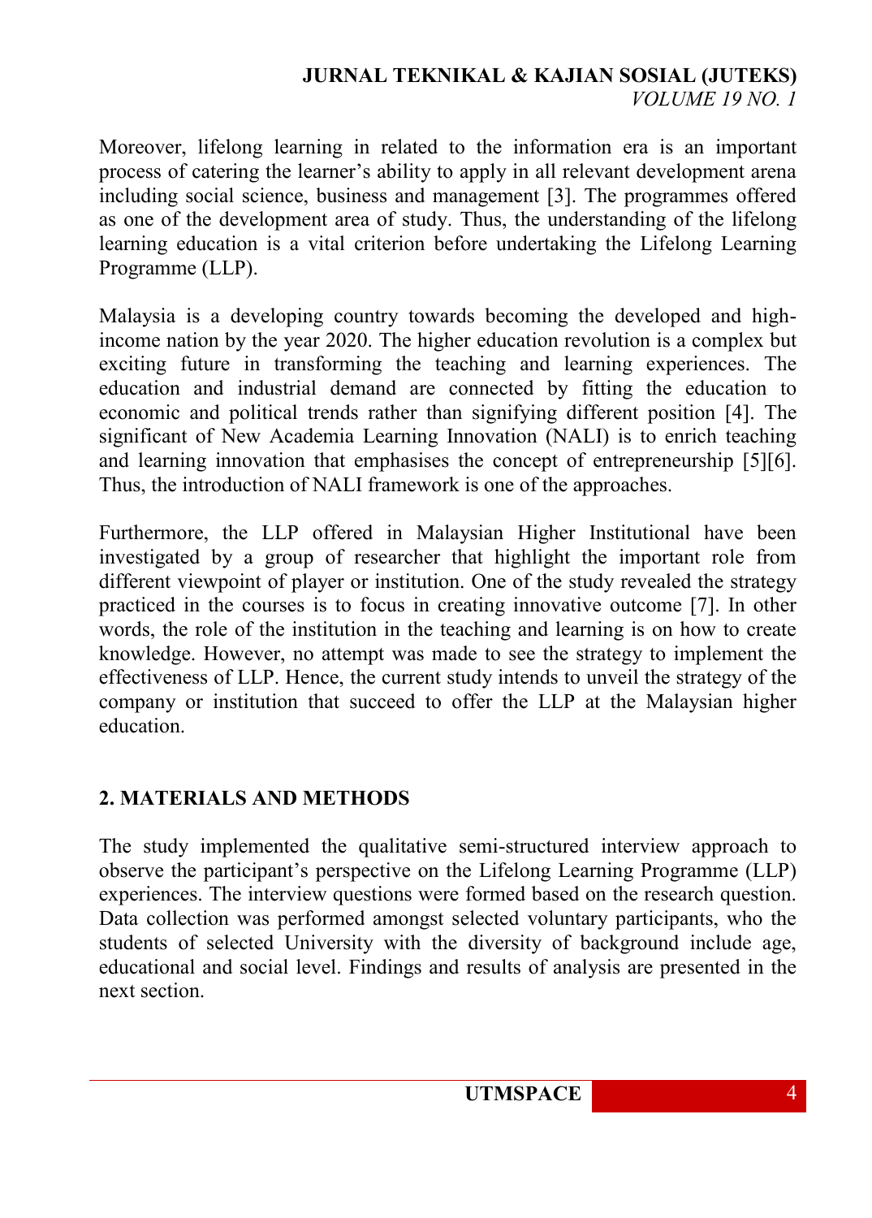Moreover, lifelong learning in related to the information era is an important process of catering the learner's ability to apply in all relevant development arena including social science, business and management [3]. The programmes offered as one of the development area of study. Thus, the understanding of the lifelong learning education is a vital criterion before undertaking the Lifelong Learning Programme (LLP).

Malaysia is a developing country towards becoming the developed and high-income nation by the year 2020. The higher education revolution is a complex but exciting future in transforming the teaching and learning experiences. The education and industrial demand are connected by fitting the education to economic and political trends rather than signifying different position [4]. The significant of New Academia Learning Innovation (NALI) is to enrich teaching and learning innovation that emphasises the concept of entrepreneurship [5][6]. Thus, the introduction of NALI framework is one of the approaches.

Furthermore, the LLP offered in Malaysian Higher Institutional have been investigated by a group of researcher that highlight the important role from different viewpoint of player or institution. One of the study revealed the strategy practiced in the courses is to focus in creating innovative outcome [7]. In other words, the role of the institution in the teaching and learning is on how to create knowledge. However, no attempt was made to see the strategy to implement the effectiveness of LLP. Hence, the current study intends to unveil the strategy of the company or institution that succeed to offer the LLP at the Malaysian higher education.

## 2. MATERIALS AND METHODS

The study implemented the qualitative semi-structured interview approach to observe the participant's perspective on the Lifelong Learning Programme (LLP) experiences. The interview questions were formed based on the research question. Data collection was performed amongst selected voluntary participants, who the students of selected University with the diversity of background include age, educational and social level. Findings and results of analysis are presented in the next section.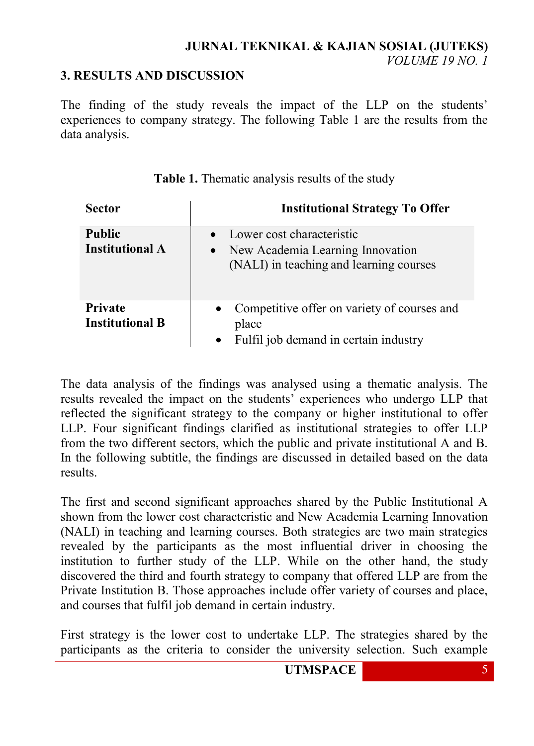## 3. RESULTS AND DISCUSSION

The finding of the study reveals the impact of the LLP on the students' experiences to company strategy. The following Table 1 are the results from the data analysis.

**Table 1.** Thematic analysis results of the study

| Sector | Institutional Strategy To Offer |
|---|---|
| **Public Institutional A** | • Lower cost characteristic<br>• New Academia Learning Innovation (NALI) in teaching and learning courses |
| **Private Institutional B** | • Competitive offer on variety of courses and place<br>• Fulfil job demand in certain industry |

The data analysis of the findings was analysed using a thematic analysis. The results revealed the impact on the students' experiences who undergo LLP that reflected the significant strategy to the company or higher institutional to offer LLP. Four significant findings clarified as institutional strategies to offer LLP from the two different sectors, which the public and private institutional A and B. In the following subtitle, the findings are discussed in detailed based on the data results.

The first and second significant approaches shared by the Public Institutional A shown from the lower cost characteristic and New Academia Learning Innovation (NALI) in teaching and learning courses. Both strategies are two main strategies revealed by the participants as the most influential driver in choosing the institution to further study of the LLP. While on the other hand, the study discovered the third and fourth strategy to company that offered LLP are from the Private Institution B. Those approaches include offer variety of courses and place, and courses that fulfil job demand in certain industry.

First strategy is the lower cost to undertake LLP. The strategies shared by the participants as the criteria to consider the university selection. Such example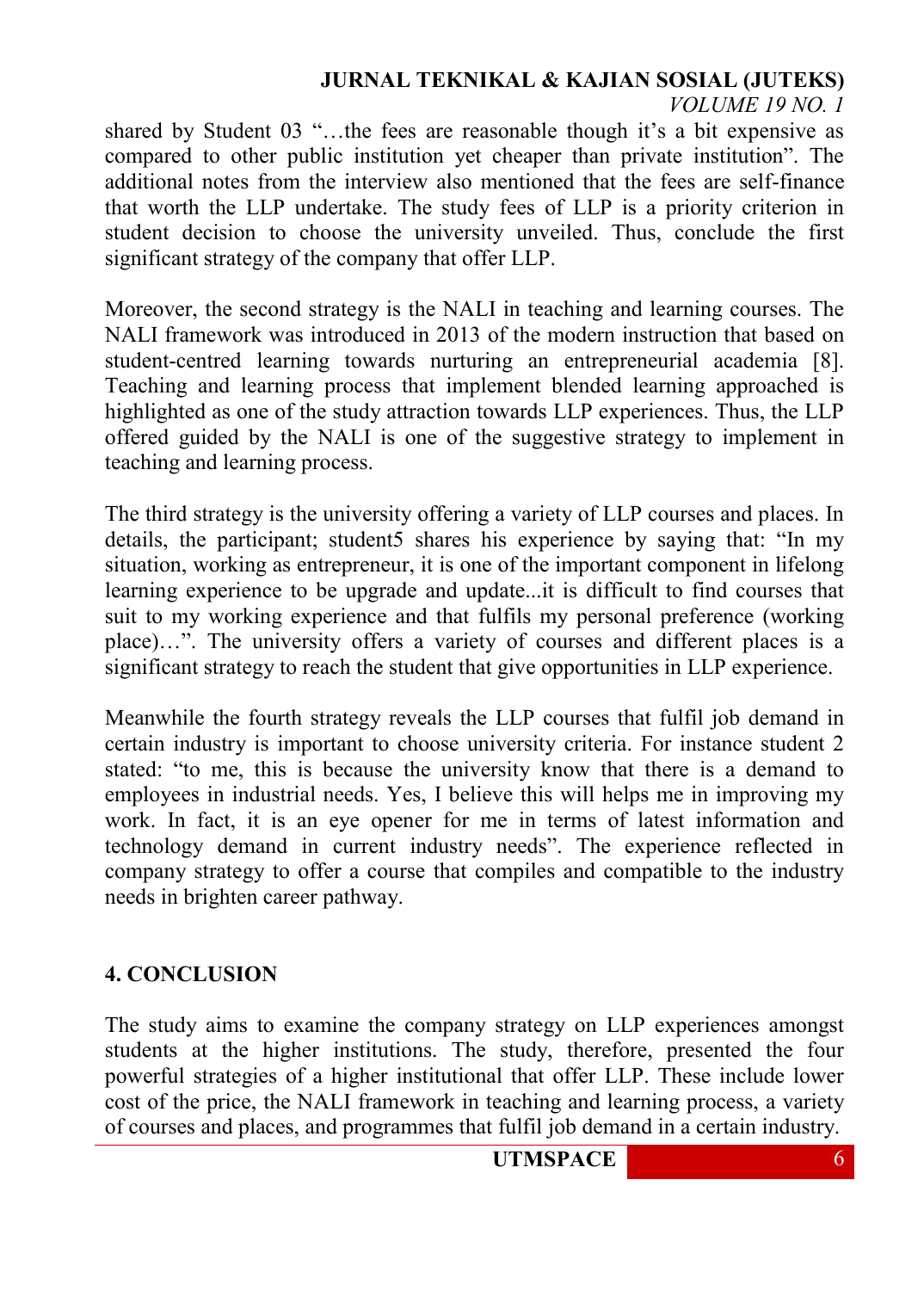shared by Student 03 "…the fees are reasonable though it's a bit expensive as compared to other public institution yet cheaper than private institution". The additional notes from the interview also mentioned that the fees are self-finance that worth the LLP undertake. The study fees of LLP is a priority criterion in student decision to choose the university unveiled. Thus, conclude the first significant strategy of the company that offer LLP.

Moreover, the second strategy is the NALI in teaching and learning courses. The NALI framework was introduced in 2013 of the modern instruction that based on student-centred learning towards nurturing an entrepreneurial academia [8]. Teaching and learning process that implement blended learning approached is highlighted as one of the study attraction towards LLP experiences. Thus, the LLP offered guided by the NALI is one of the suggestive strategy to implement in teaching and learning process.

The third strategy is the university offering a variety of LLP courses and places. In details, the participant; student5 shares his experience by saying that: "In my situation, working as entrepreneur, it is one of the important component in lifelong learning experience to be upgrade and update...it is difficult to find courses that suit to my working experience and that fulfils my personal preference (working place)…". The university offers a variety of courses and different places is a significant strategy to reach the student that give opportunities in LLP experience.

Meanwhile the fourth strategy reveals the LLP courses that fulfil job demand in certain industry is important to choose university criteria. For instance student 2 stated: "to me, this is because the university know that there is a demand to employees in industrial needs. Yes, I believe this will helps me in improving my work. In fact, it is an eye opener for me in terms of latest information and technology demand in current industry needs". The experience reflected in company strategy to offer a course that compiles and compatible to the industry needs in brighten career pathway.

## 4. CONCLUSION

The study aims to examine the company strategy on LLP experiences amongst students at the higher institutions. The study, therefore, presented the four powerful strategies of a higher institutional that offer LLP. These include lower cost of the price, the NALI framework in teaching and learning process, a variety of courses and places, and programmes that fulfil job demand in a certain industry.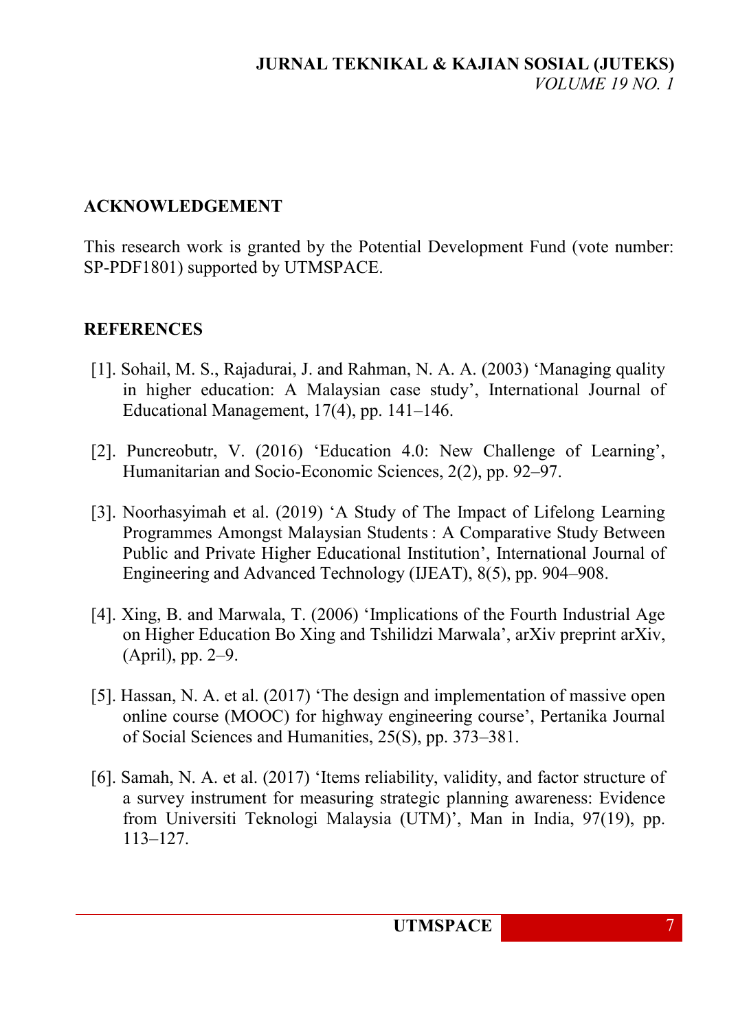## ACKNOWLEDGEMENT

This research work is granted by the Potential Development Fund (vote number: SP-PDF1801) supported by UTMSPACE.

## REFERENCES

[1]. Sohail, M. S., Rajadurai, J. and Rahman, N. A. A. (2003) 'Managing quality in higher education: A Malaysian case study', International Journal of Educational Management, 17(4), pp. 141–146.

[2]. Puncreobutr, V. (2016) 'Education 4.0: New Challenge of Learning', Humanitarian and Socio-Economic Sciences, 2(2), pp. 92–97.

[3]. Noorhasyimah et al. (2019) 'A Study of The Impact of Lifelong Learning Programmes Amongst Malaysian Students : A Comparative Study Between Public and Private Higher Educational Institution', International Journal of Engineering and Advanced Technology (IJEAT), 8(5), pp. 904–908.

[4]. Xing, B. and Marwala, T. (2006) 'Implications of the Fourth Industrial Age on Higher Education Bo Xing and Tshilidzi Marwala', arXiv preprint arXiv, (April), pp. 2–9.

[5]. Hassan, N. A. et al. (2017) 'The design and implementation of massive open online course (MOOC) for highway engineering course', Pertanika Journal of Social Sciences and Humanities, 25(S), pp. 373–381.

[6]. Samah, N. A. et al. (2017) 'Items reliability, validity, and factor structure of a survey instrument for measuring strategic planning awareness: Evidence from Universiti Teknologi Malaysia (UTM)', Man in India, 97(19), pp. 113–127.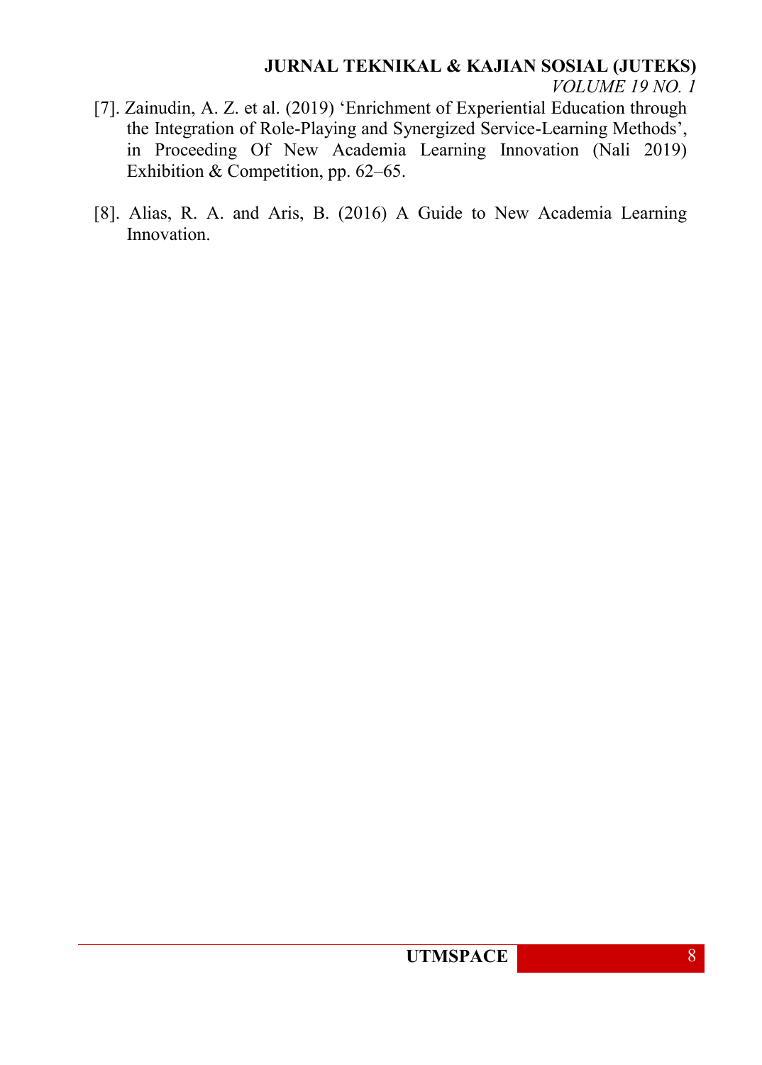[7]. Zainudin, A. Z. et al. (2019) 'Enrichment of Experiential Education through the Integration of Role-Playing and Synergized Service-Learning Methods', in Proceeding Of New Academia Learning Innovation (Nali 2019) Exhibition & Competition, pp. 62–65.

[8]. Alias, R. A. and Aris, B. (2016) A Guide to New Academia Learning Innovation.